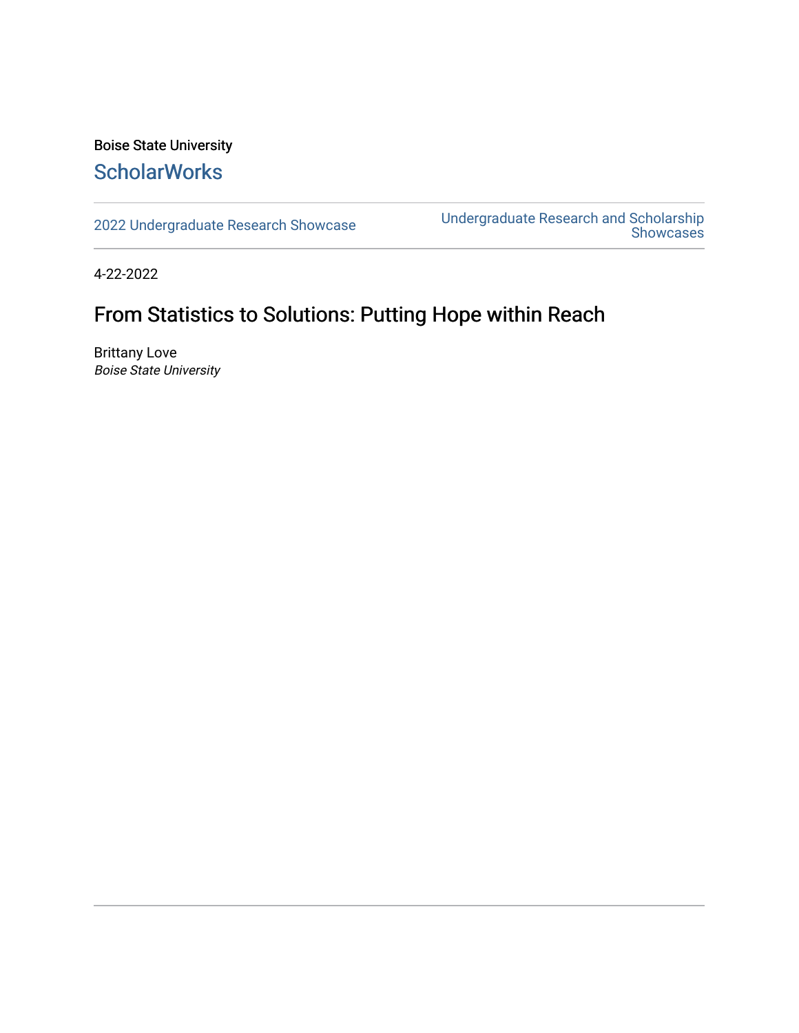Boise State University

## ScholarWorks

2022 Undergraduate Research Showcase

Undergraduate Research and Scholarship Showcases

4-22-2022

# From Statistics to Solutions: Putting Hope within Reach

Brittany Love
*Boise State University*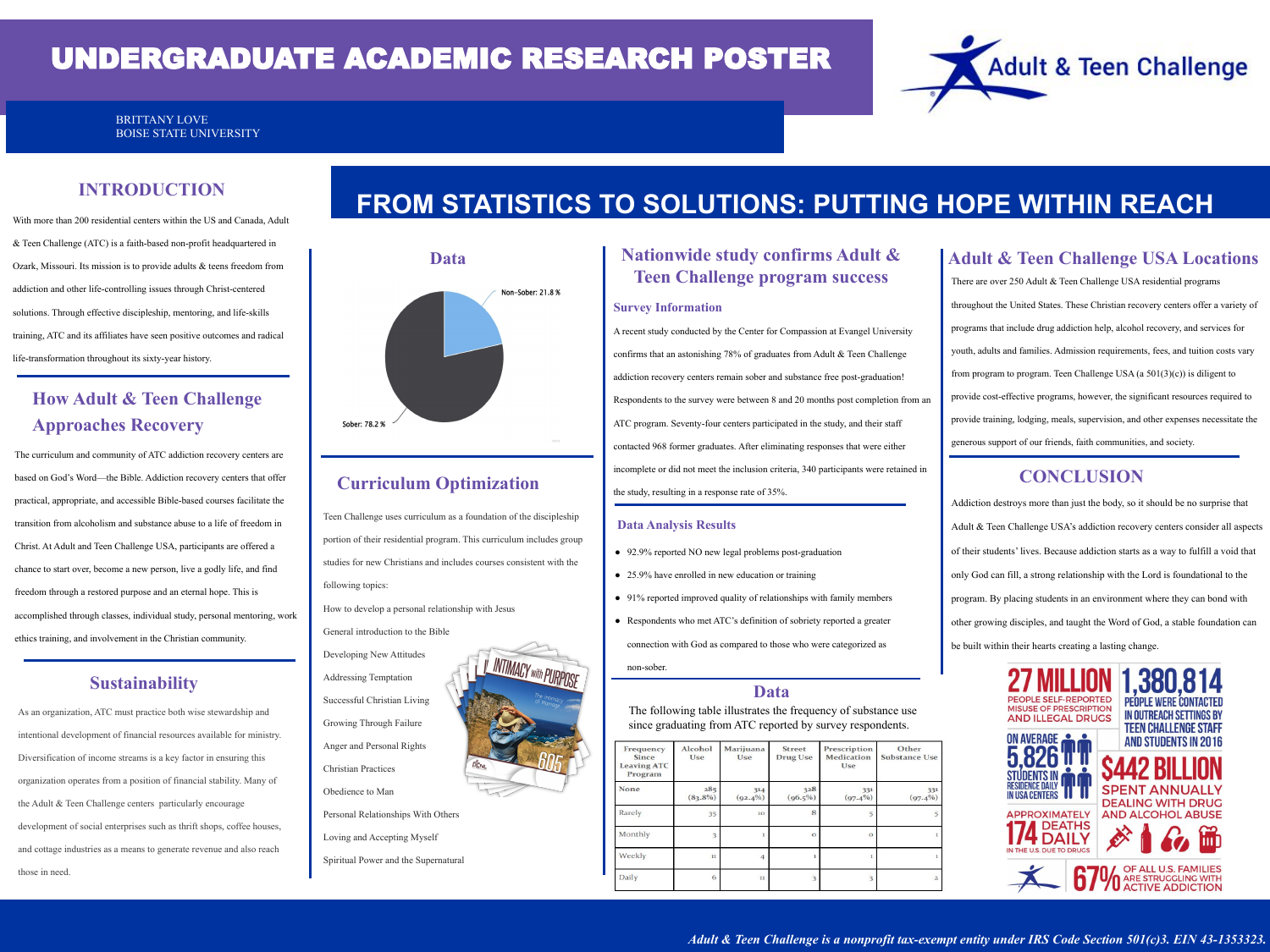# UNDERGRADUATE ACADEMIC RESEARCH POSTER

BRITTANY LOVE
BOISE STATE UNIVERSITY

Adult & Teen Challenge

## INTRODUCTION

With more than 200 residential centers within the US and Canada, Adult & Teen Challenge (ATC) is a faith-based non-profit headquartered in Ozark, Missouri. Its mission is to provide adults & teens freedom from addiction and other life-controlling issues through Christ-centered solutions. Through effective discipleship, mentoring, and life-skills training, ATC and its affiliates have seen positive outcomes and radical life-transformation throughout its sixty-year history.

## How Adult & Teen Challenge Approaches Recovery

The curriculum and community of ATC addiction recovery centers are based on God's Word—the Bible. Addiction recovery centers that offer practical, appropriate, and accessible Bible-based courses facilitate the transition from alcoholism and substance abuse to a life of freedom in Christ. At Adult and Teen Challenge USA, participants are offered a chance to start over, become a new person, live a godly life, and find freedom through a restored purpose and an eternal hope. This is accomplished through classes, individual study, personal mentoring, work ethics training, and involvement in the Christian community.

## Sustainability

As an organization, ATC must practice both wise stewardship and intentional development of financial resources available for ministry. Diversification of income streams is a key factor in ensuring this organization operates from a position of financial stability. Many of the Adult & Teen Challenge centers particularly encourage development of social enterprises such as thrift shops, coffee houses, and cottage industries as a means to generate revenue and also reach those in need.

# FROM STATISTICS TO SOLUTIONS: PUTTING HOPE WITHIN REACH

## Data

Non-Sober: 21.8 %

Sober: 78.2 %

## Curriculum Optimization

Teen Challenge uses curriculum as a foundation of the discipleship portion of their residential program. This curriculum includes group studies for new Christians and includes courses consistent with the following topics:

How to develop a personal relationship with Jesus

General introduction to the Bible

Developing New Attitudes

Addressing Temptation

Successful Christian Living

Growing Through Failure

Anger and Personal Rights

Christian Practices

Obedience to Man

Personal Relationships With Others

Loving and Accepting Myself

Spiritual Power and the Supernatural

## Nationwide study confirms Adult & Teen Challenge program success

### Survey Information

A recent study conducted by the Center for Compassion at Evangel University confirms that an astonishing 78% of graduates from Adult & Teen Challenge addiction recovery centers remain sober and substance free post-graduation! Respondents to the survey were between 8 and 20 months post completion from an ATC program. Seventy-four centers participated in the study, and their staff contacted 968 former graduates. After eliminating responses that were either incomplete or did not meet the inclusion criteria, 340 participants were retained in the study, resulting in a response rate of 35%.

### Data Analysis Results

- 92.9% reported NO new legal problems post-graduation
- 25.9% have enrolled in new education or training
- 91% reported improved quality of relationships with family members
- Respondents who met ATC's definition of sobriety reported a greater connection with God as compared to those who were categorized as non-sober.

## Data

The following table illustrates the frequency of substance use since graduating from ATC reported by survey respondents.

| Frequency Since Leaving ATC Program | Alcohol Use | Marijuana Use | Street Drug Use | Prescription Medication Use | Other Substance Use |
|---|---|---|---|---|---|
| None | 285 (83.8%) | 314 (92.4%) | 328 (96.5%) | 331 (97.4%) | 331 (97.4%) |
| Rarely | 35 | 10 | 8 | 5 | 5 |
| Monthly | 3 | 1 | 0 | 0 | 1 |
| Weekly | 11 | 4 | 1 | 1 | 1 |
| Daily | 6 | 11 | 3 | 3 | 2 |

## Adult & Teen Challenge USA Locations

There are over 250 Adult & Teen Challenge USA residential programs throughout the United States. These Christian recovery centers offer a variety of programs that include drug addiction help, alcohol recovery, and services for youth, adults and families. Admission requirements, fees, and tuition costs vary from program to program. Teen Challenge USA (a 501(3)(c)) is diligent to provide cost-effective programs, however, the significant resources required to provide training, lodging, meals, supervision, and other expenses necessitate the generous support of our friends, faith communities, and society.

## CONCLUSION

Addiction destroys more than just the body, so it should be no surprise that Adult & Teen Challenge USA's addiction recovery centers consider all aspects of their students' lives. Because addiction starts as a way to fulfill a void that only God can fill, a strong relationship with the Lord is foundational to the program. By placing students in an environment where they can bond with other growing disciples, and taught the Word of God, a stable foundation can be built within their hearts creating a lasting change.

27 MILLION PEOPLE SELF-REPORTED MISUSE OF PRESCRIPTION AND ILLEGAL DRUGS

1,380,814 PEOPLE WERE CONTACTED IN OUTREACH SETTINGS BY TEEN CHALLENGE STAFF AND STUDENTS IN 2016

ON AVERAGE 5,826 STUDENTS IN RESIDENCE DAILY IN USA CENTERS

$442 BILLION SPENT ANNUALLY DEALING WITH DRUG AND ALCOHOL ABUSE

APPROXIMATELY 174 DEATHS DAILY IN THE U.S. DUE TO DRUGS

67% OF ALL U.S. FAMILIES ARE STRUGGLING WITH ACTIVE ADDICTION

*Adult & Teen Challenge is a nonprofit tax-exempt entity under IRS Code Section 501(c)3. EIN 43-1353323.*